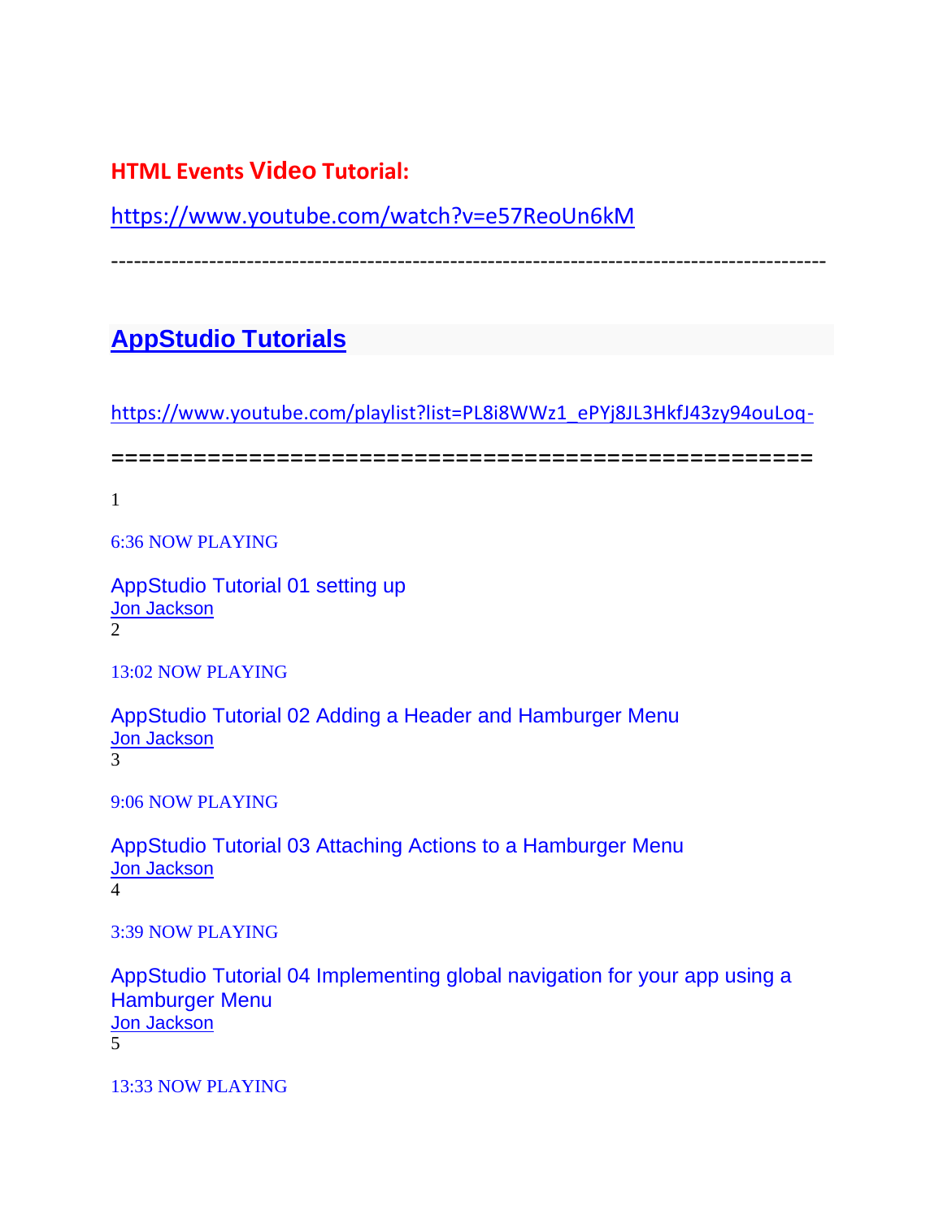**HTML Events Video Tutorial:**

https://www.youtube.com/watch?v=e57ReoUn6kM

---------------------------------------------------------------------------------------------

## AppStudio Tutorials

https://www.youtube.com/playlist?list=PL8i8WWz1_ePYj8JL3HkfJ43zy94ouLoq-

=================================================

1

6:36 NOW PLAYING

AppStudio Tutorial 01 setting up
Jon Jackson

2

13:02 NOW PLAYING

AppStudio Tutorial 02 Adding a Header and Hamburger Menu
Jon Jackson

3

9:06 NOW PLAYING

AppStudio Tutorial 03 Attaching Actions to a Hamburger Menu
Jon Jackson

4

3:39 NOW PLAYING

AppStudio Tutorial 04 Implementing global navigation for your app using a Hamburger Menu
Jon Jackson

5

13:33 NOW PLAYING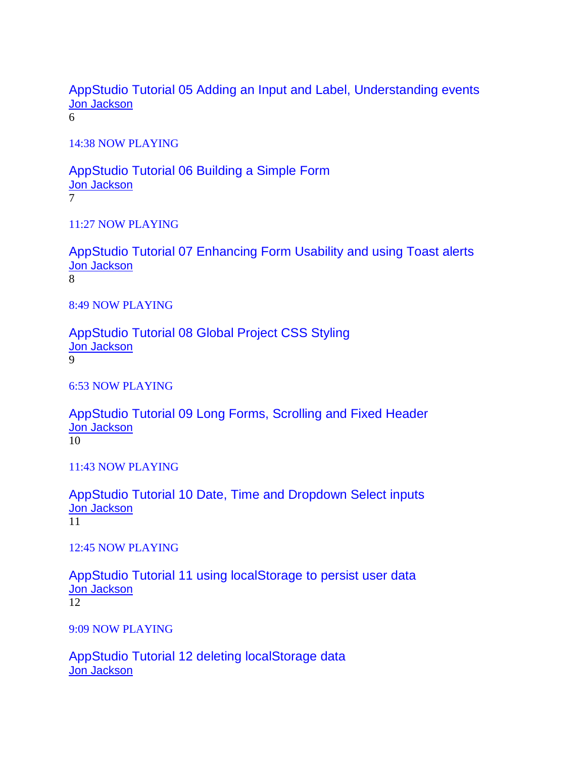AppStudio Tutorial 05 Adding an Input and Label, Understanding events
Jon Jackson
6

14:38 NOW PLAYING

AppStudio Tutorial 06 Building a Simple Form
Jon Jackson
7

11:27 NOW PLAYING

AppStudio Tutorial 07 Enhancing Form Usability and using Toast alerts
Jon Jackson
8

8:49 NOW PLAYING

AppStudio Tutorial 08 Global Project CSS Styling
Jon Jackson
9

6:53 NOW PLAYING

AppStudio Tutorial 09 Long Forms, Scrolling and Fixed Header
Jon Jackson
10

11:43 NOW PLAYING

AppStudio Tutorial 10 Date, Time and Dropdown Select inputs
Jon Jackson
11

12:45 NOW PLAYING

AppStudio Tutorial 11 using localStorage to persist user data
Jon Jackson
12

9:09 NOW PLAYING

AppStudio Tutorial 12 deleting localStorage data
Jon Jackson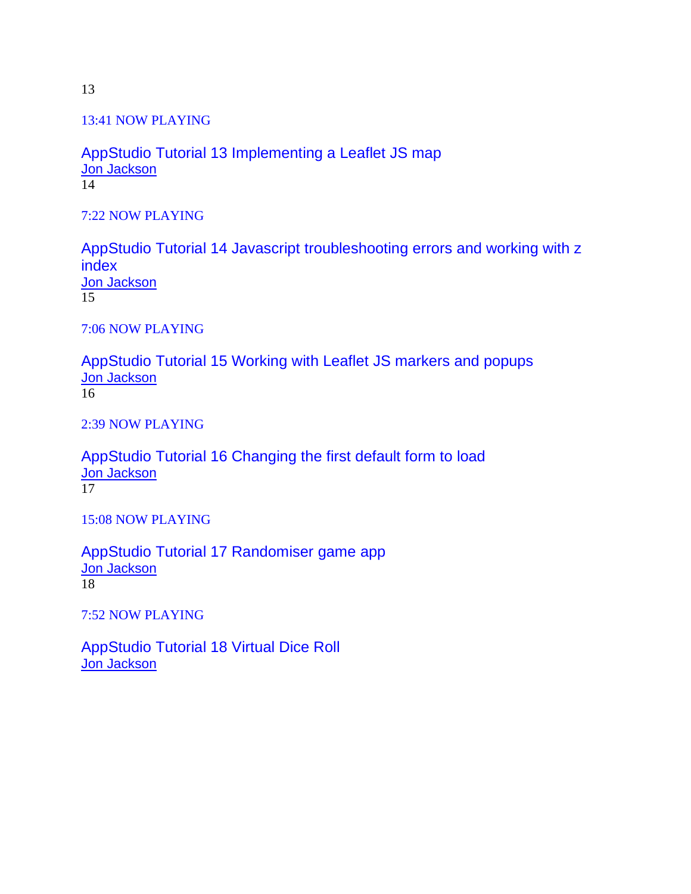13

13:41 NOW PLAYING

AppStudio Tutorial 13 Implementing a Leaflet JS map
Jon Jackson
14

7:22 NOW PLAYING

AppStudio Tutorial 14 Javascript troubleshooting errors and working with z index
Jon Jackson
15

7:06 NOW PLAYING

AppStudio Tutorial 15 Working with Leaflet JS markers and popups
Jon Jackson
16

2:39 NOW PLAYING

AppStudio Tutorial 16 Changing the first default form to load
Jon Jackson
17

15:08 NOW PLAYING

AppStudio Tutorial 17 Randomiser game app
Jon Jackson
18

7:52 NOW PLAYING

AppStudio Tutorial 18 Virtual Dice Roll
Jon Jackson